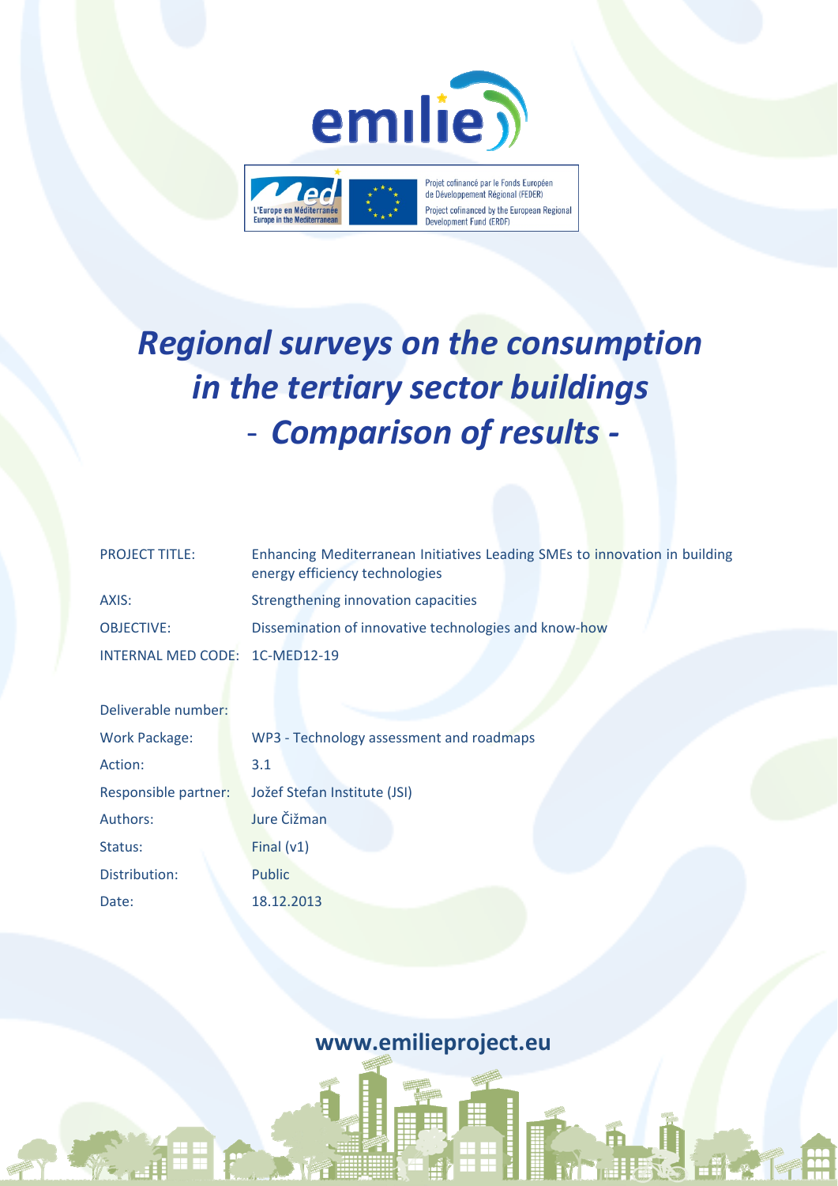emilie

Projet cofinancé par le Fonds Européen de Développement Régional (FEDER)
Project cofinanced by the European Regional Development Fund (ERDF)

L'Europe en Méditerranée
Europe in the Mediterranean

# *Regional surveys on the consumption in the tertiary sector buildings - Comparison of results -*

| | |
|---|---|
| PROJECT TITLE: | Enhancing Mediterranean Initiatives Leading SMEs to innovation in building energy efficiency technologies |
| AXIS: | Strengthening innovation capacities |
| OBJECTIVE: | Dissemination of innovative technologies and know-how |
| INTERNAL MED CODE: | 1C-MED12-19 |

| | |
|---|---|
| Deliverable number: | |
| Work Package: | WP3 - Technology assessment and roadmaps |
| Action: | 3.1 |
| Responsible partner: | Jožef Stefan Institute (JSI) |
| Authors: | Jure Čižman |
| Status: | Final (v1) |
| Distribution: | Public |
| Date: | 18.12.2013 |

**www.emilieproject.eu**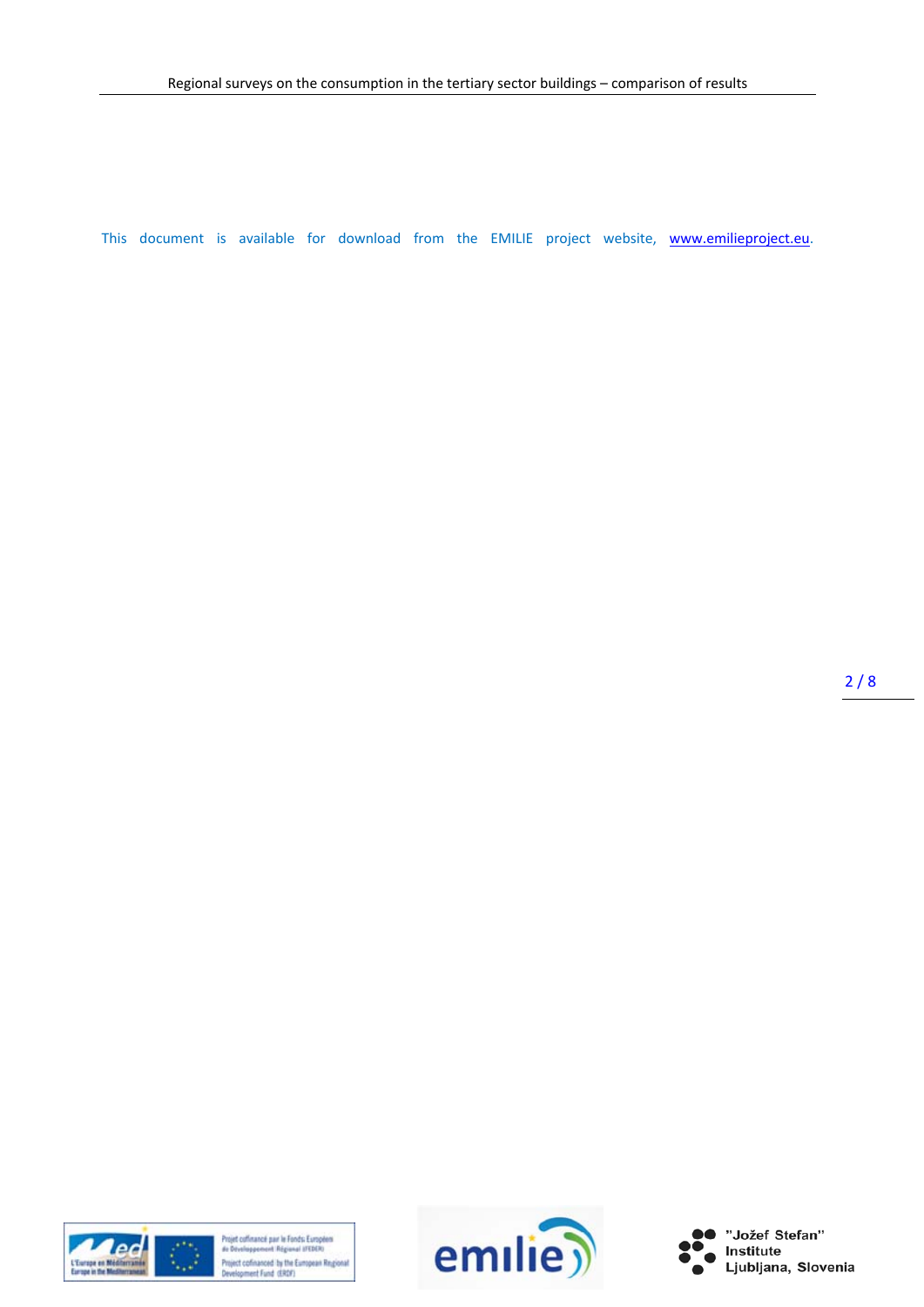This document is available for download from the EMILIE project website, www.emilieproject.eu.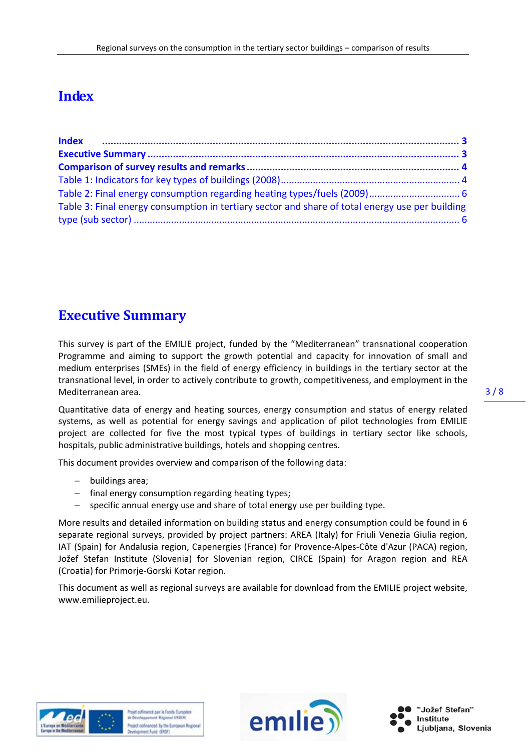# Index

Index ........................................................................................................................ 3
Executive Summary ................................................................................................. 3
Comparison of survey results and remarks ............................................................. 4
Table 1: Indicators for key types of buildings (2008) .................................................. 4
Table 2: Final energy consumption regarding heating types/fuels (2009) ................... 6
Table 3: Final energy consumption in tertiary sector and share of total energy use per building type (sub sector) ....................................................................................................... 6

# Executive Summary

This survey is part of the EMILIE project, funded by the "Mediterranean" transnational cooperation Programme and aiming to support the growth potential and capacity for innovation of small and medium enterprises (SMEs) in the field of energy efficiency in buildings in the tertiary sector at the transnational level, in order to actively contribute to growth, competitiveness, and employment in the Mediterranean area.

Quantitative data of energy and heating sources, energy consumption and status of energy related systems, as well as potential for energy savings and application of pilot technologies from EMILIE project are collected for five the most typical types of buildings in tertiary sector like schools, hospitals, public administrative buildings, hotels and shopping centres.

This document provides overview and comparison of the following data:

- buildings area;
- final energy consumption regarding heating types;
- specific annual energy use and share of total energy use per building type.

More results and detailed information on building status and energy consumption could be found in 6 separate regional surveys, provided by project partners: AREA (Italy) for Friuli Venezia Giulia region, IAT (Spain) for Andalusia region, Capenergies (France) for Provence-Alpes-Côte d'Azur (PACA) region, Jožef Stefan Institute (Slovenia) for Slovenian region, CIRCE (Spain) for Aragon region and REA (Croatia) for Primorje-Gorski Kotar region.

This document as well as regional surveys are available for download from the EMILIE project website, www.emilieproject.eu.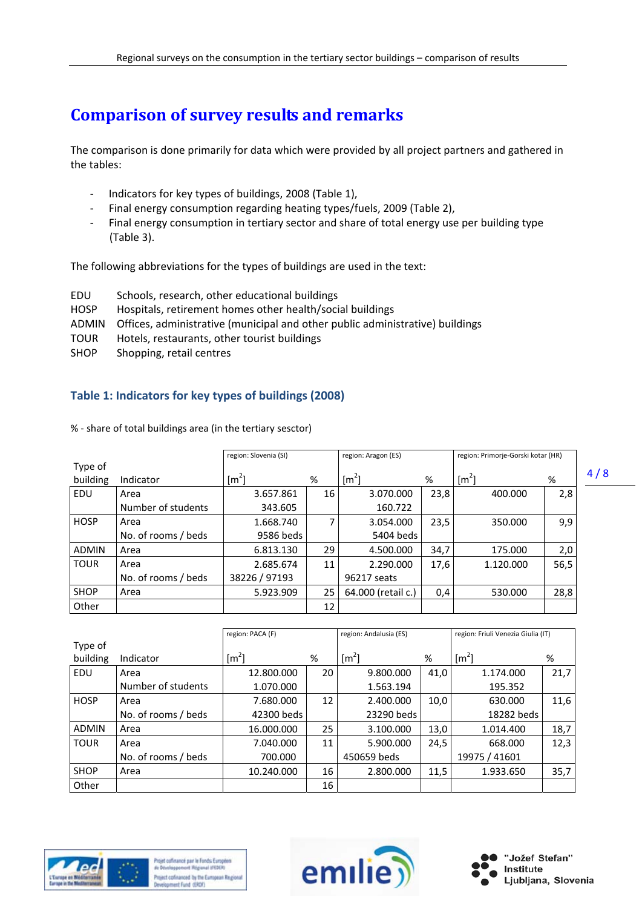# Comparison of survey results and remarks

The comparison is done primarily for data which were provided by all project partners and gathered in the tables:

- Indicators for key types of buildings, 2008 (Table 1),
- Final energy consumption regarding heating types/fuels, 2009 (Table 2),
- Final energy consumption in tertiary sector and share of total energy use per building type (Table 3).

The following abbreviations for the types of buildings are used in the text:

| | |
|---|---|
| EDU | Schools, research, other educational buildings |
| HOSP | Hospitals, retirement homes other health/social buildings |
| ADMIN | Offices, administrative (municipal and other public administrative) buildings |
| TOUR | Hotels, restaurants, other tourist buildings |
| SHOP | Shopping, retail centres |

## Table 1: Indicators for key types of buildings (2008)

% - share of total buildings area (in the tertiary sesctor)

| Type of building | Indicator | region: Slovenia (SI) [m$^2$] | % | region: Aragon (ES) [m$^2$] | % | region: Primorje-Gorski kotar (HR) [m$^2$] | % |
|---|---|---|---|---|---|---|---|
| EDU | Area | 3.657.861 | 16 | 3.070.000 | 23,8 | 400.000 | 2,8 |
| | Number of students | 343.605 | | 160.722 | | | |
| HOSP | Area | 1.668.740 | 7 | 3.054.000 | 23,5 | 350.000 | 9,9 |
| | No. of rooms / beds | 9586 beds | | 5404 beds | | | |
| ADMIN | Area | 6.813.130 | 29 | 4.500.000 | 34,7 | 175.000 | 2,0 |
| TOUR | Area | 2.685.674 | 11 | 2.290.000 | 17,6 | 1.120.000 | 56,5 |
| | No. of rooms / beds | 38226 / 97193 | | 96217 seats | | | |
| SHOP | Area | 5.923.909 | 25 | 64.000 (retail c.) | 0,4 | 530.000 | 28,8 |
| Other | | | 12 | | | | |

| Type of building | Indicator | region: PACA (F) [m$^2$] | % | region: Andalusia (ES) [m$^2$] | % | region: Friuli Venezia Giulia (IT) [m$^2$] | % |
|---|---|---|---|---|---|---|---|
| EDU | Area | 12.800.000 | 20 | 9.800.000 | 41,0 | 1.174.000 | 21,7 |
| | Number of students | 1.070.000 | | 1.563.194 | | 195.352 | |
| HOSP | Area | 7.680.000 | 12 | 2.400.000 | 10,0 | 630.000 | 11,6 |
| | No. of rooms / beds | 42300 beds | | 23290 beds | | 18282 beds | |
| ADMIN | Area | 16.000.000 | 25 | 3.100.000 | 13,0 | 1.014.400 | 18,7 |
| TOUR | Area | 7.040.000 | 11 | 5.900.000 | 24,5 | 668.000 | 12,3 |
| | No. of rooms / beds | 700.000 | | 450659 beds | | 19975 / 41601 | |
| SHOP | Area | 10.240.000 | 16 | 2.800.000 | 11,5 | 1.933.650 | 35,7 |
| Other | | | 16 | | | | |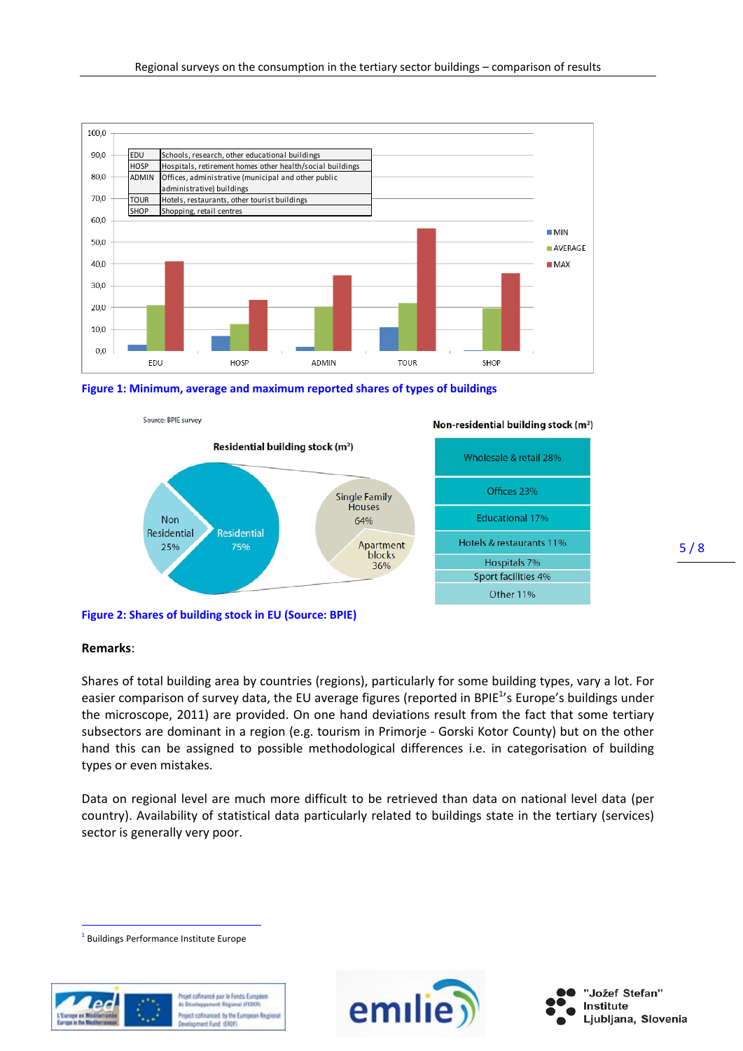| EDU | Schools, research, other educational buildings |
| --- | --- |
| HOSP | Hospitals, retirement homes other health/social buildings |
| ADMIN | Offices, administrative (municipal and other public administrative) buildings |
| TOUR | Hotels, restaurants, other tourist buildings |
| SHOP | Shopping, retail centres |

Figure 1: Minimum, average and maximum reported shares of types of buildings

Source: BPIE survey

**Residential building stock (m²)**

- Non Residential 25%
- Residential 75%
  - Single Family Houses 64%
  - Apartment blocks 36%

**Non-residential building stock (m²)**

- Wholesale & retail 28%
- Offices 23%
- Educational 17%
- Hotels & restaurants 11%
- Hospitals 7%
- Sport facilities 4%
- Other 11%

Figure 2: Shares of building stock in EU (Source: BPIE)

**Remarks**:

Shares of total building area by countries (regions), particularly for some building types, vary a lot. For easier comparison of survey data, the EU average figures (reported in BPIE[1]'s Europe's buildings under the microscope, 2011) are provided. On one hand deviations result from the fact that some tertiary subsectors are dominant in a region (e.g. tourism in Primorje - Gorski Kotor County) but on the other hand this can be assigned to possible methodological differences i.e. in categorisation of building types or even mistakes.

Data on regional level are much more difficult to be retrieved than data on national level data (per country). Availability of statistical data particularly related to buildings state in the tertiary (services) sector is generally very poor.

[1] Buildings Performance Institute Europe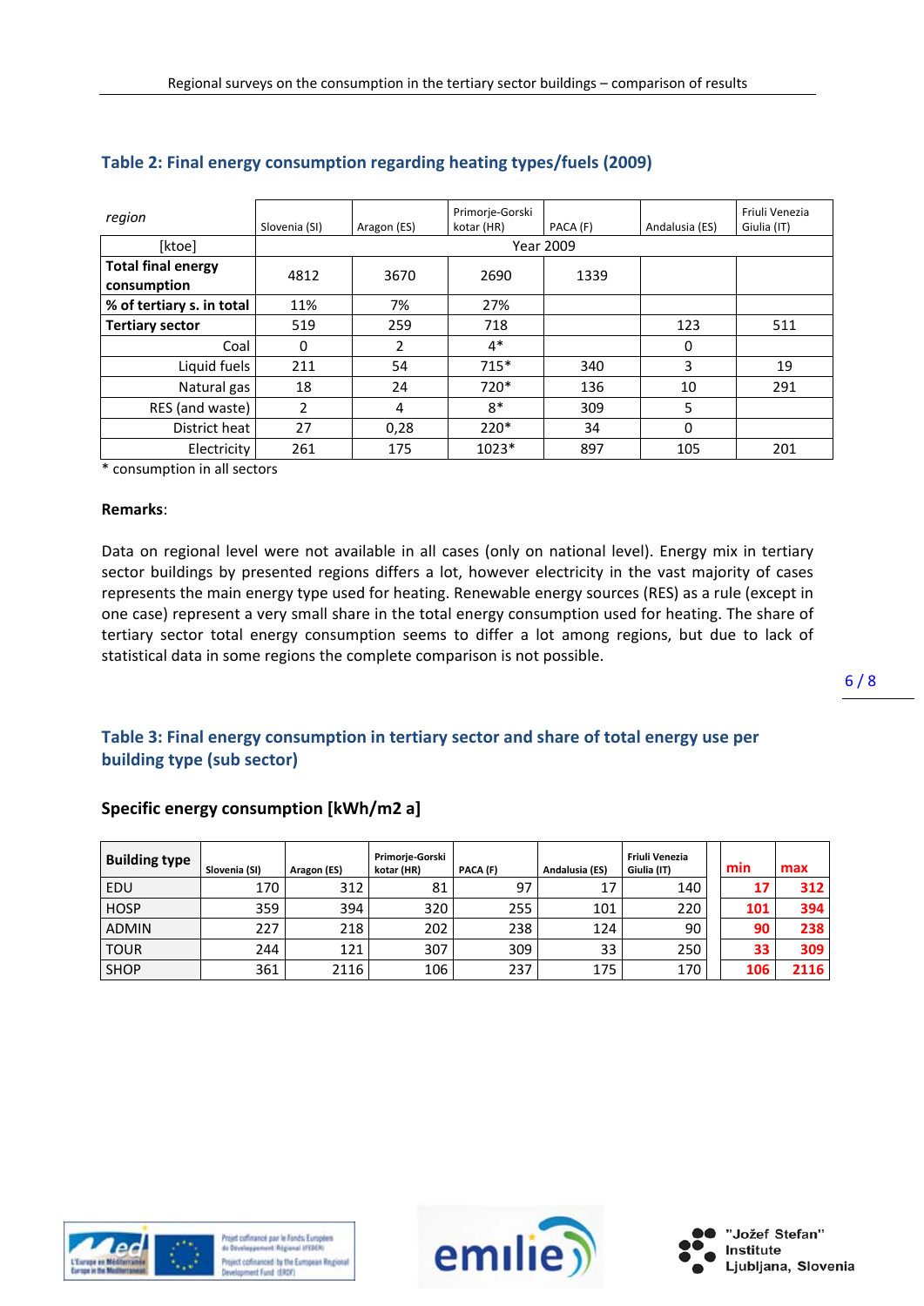## Table 2: Final energy consumption regarding heating types/fuels (2009)

| *region* | Slovenia (SI) | Aragon (ES) | Primorje-Gorski kotar (HR) | PACA (F) | Andalusia (ES) | Friuli Venezia Giulia (IT) |
|---|---|---|---|---|---|---|
| [ktoe] | Year 2009 | | | | | |
| **Total final energy consumption** | 4812 | 3670 | 2690 | 1339 | | |
| **% of tertiary s. in total** | 11% | 7% | 27% | | | |
| **Tertiary sector** | 519 | 259 | 718 | | 123 | 511 |
| Coal | 0 | 2 | 4* | | 0 | |
| Liquid fuels | 211 | 54 | 715* | 340 | 3 | 19 |
| Natural gas | 18 | 24 | 720* | 136 | 10 | 291 |
| RES (and waste) | 2 | 4 | 8* | 309 | 5 | |
| District heat | 27 | 0,28 | 220* | 34 | 0 | |
| Electricity | 261 | 175 | 1023* | 897 | 105 | 201 |

* consumption in all sectors

**Remarks**:

Data on regional level were not available in all cases (only on national level). Energy mix in tertiary sector buildings by presented regions differs a lot, however electricity in the vast majority of cases represents the main energy type used for heating. Renewable energy sources (RES) as a rule (except in one case) represent a very small share in the total energy consumption used for heating. The share of tertiary sector total energy consumption seems to differ a lot among regions, but due to lack of statistical data in some regions the complete comparison is not possible.

## Table 3: Final energy consumption in tertiary sector and share of total energy use per building type (sub sector)

### Specific energy consumption [kWh/m2 a]

| Building type | Slovenia (SI) | Aragon (ES) | Primorje-Gorski kotar (HR) | PACA (F) | Andalusia (ES) | Friuli Venezia Giulia (IT) | min | max |
|---|---|---|---|---|---|---|---|---|
| EDU | 170 | 312 | 81 | 97 | 17 | 140 | 17 | 312 |
| HOSP | 359 | 394 | 320 | 255 | 101 | 220 | 101 | 394 |
| ADMIN | 227 | 218 | 202 | 238 | 124 | 90 | 90 | 238 |
| TOUR | 244 | 121 | 307 | 309 | 33 | 250 | 33 | 309 |
| SHOP | 361 | 2116 | 106 | 237 | 175 | 170 | 106 | 2116 |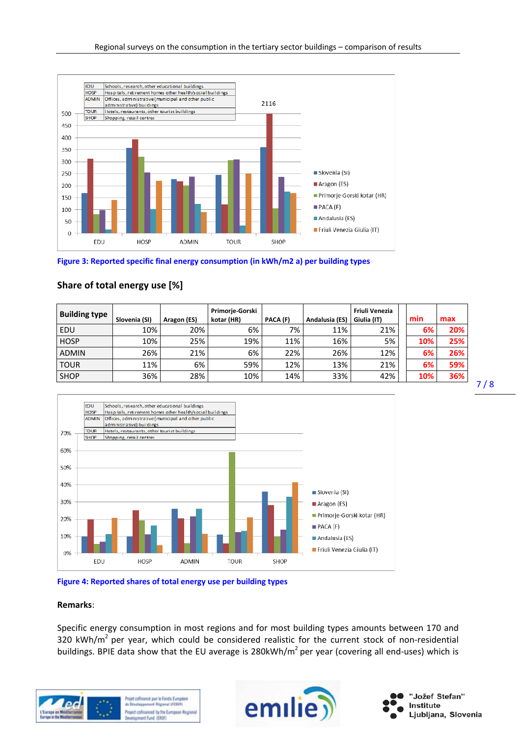Figure 3: Reported specific final energy consumption (in kWh/m2 a) per building types

### Share of total energy use [%]

| Building type | Slovenia (SI) | Aragon (ES) | Primorje-Gorski kotar (HR) | PACA (F) | Andalusia (ES) | Friuli Venezia Giulia (IT) | min | max |
|---|---|---|---|---|---|---|---|---|
| EDU | 10% | 20% | 6% | 7% | 11% | 21% | 6% | 20% |
| HOSP | 10% | 25% | 19% | 11% | 16% | 5% | 10% | 25% |
| ADMIN | 26% | 21% | 6% | 22% | 26% | 12% | 6% | 26% |
| TOUR | 11% | 6% | 59% | 12% | 13% | 21% | 6% | 59% |
| SHOP | 36% | 28% | 10% | 14% | 33% | 42% | 10% | 36% |

Figure 4: Reported shares of total energy use per building types

**Remarks**:

Specific energy consumption in most regions and for most building types amounts between 170 and 320 kWh/m$^2$ per year, which could be considered realistic for the current stock of non-residential buildings. BPIE data show that the EU average is 280kWh/m$^2$ per year (covering all end-uses) which is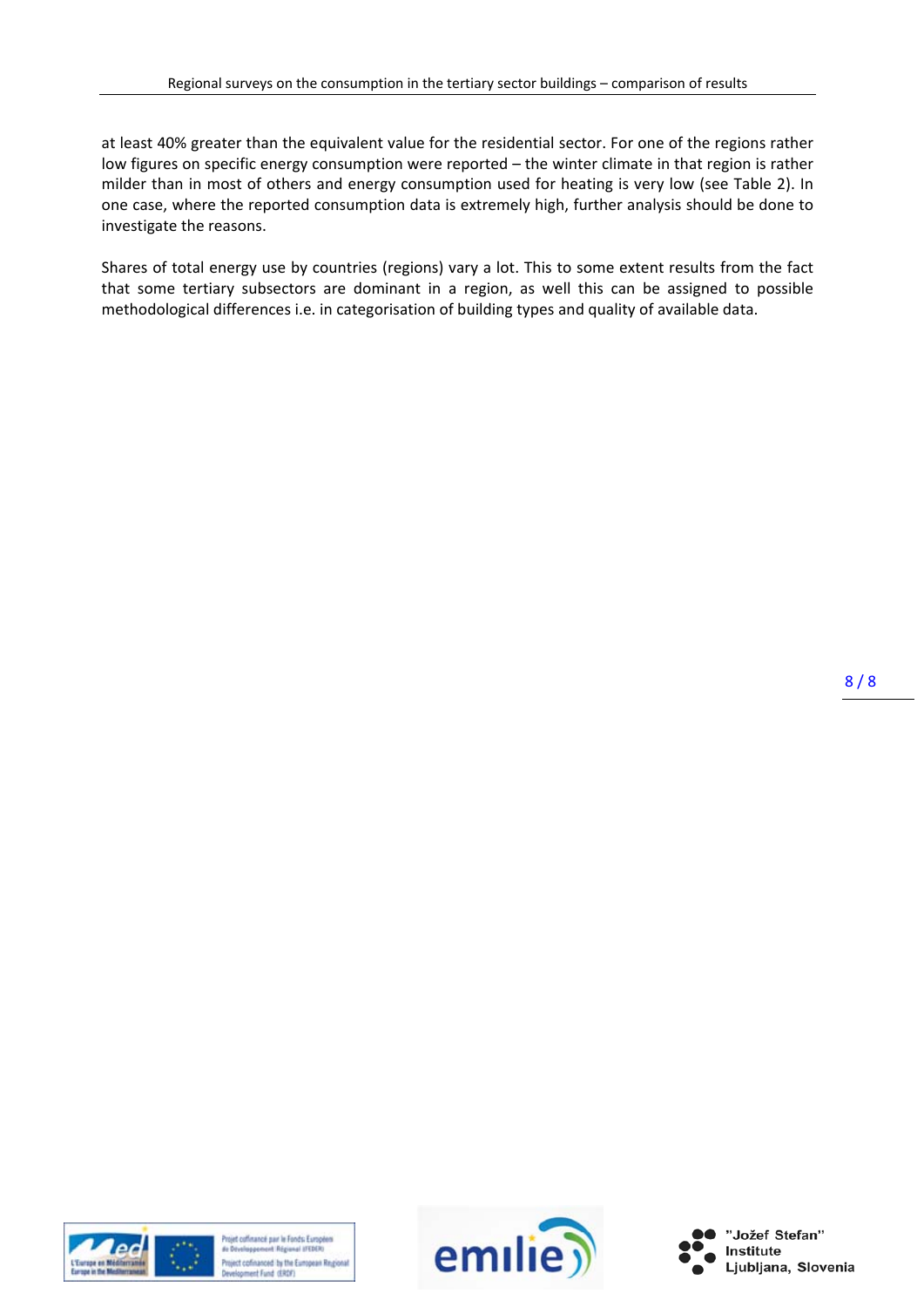at least 40% greater than the equivalent value for the residential sector. For one of the regions rather low figures on specific energy consumption were reported – the winter climate in that region is rather milder than in most of others and energy consumption used for heating is very low (see Table 2). In one case, where the reported consumption data is extremely high, further analysis should be done to investigate the reasons.

Shares of total energy use by countries (regions) vary a lot. This to some extent results from the fact that some tertiary subsectors are dominant in a region, as well this can be assigned to possible methodological differences i.e. in categorisation of building types and quality of available data.